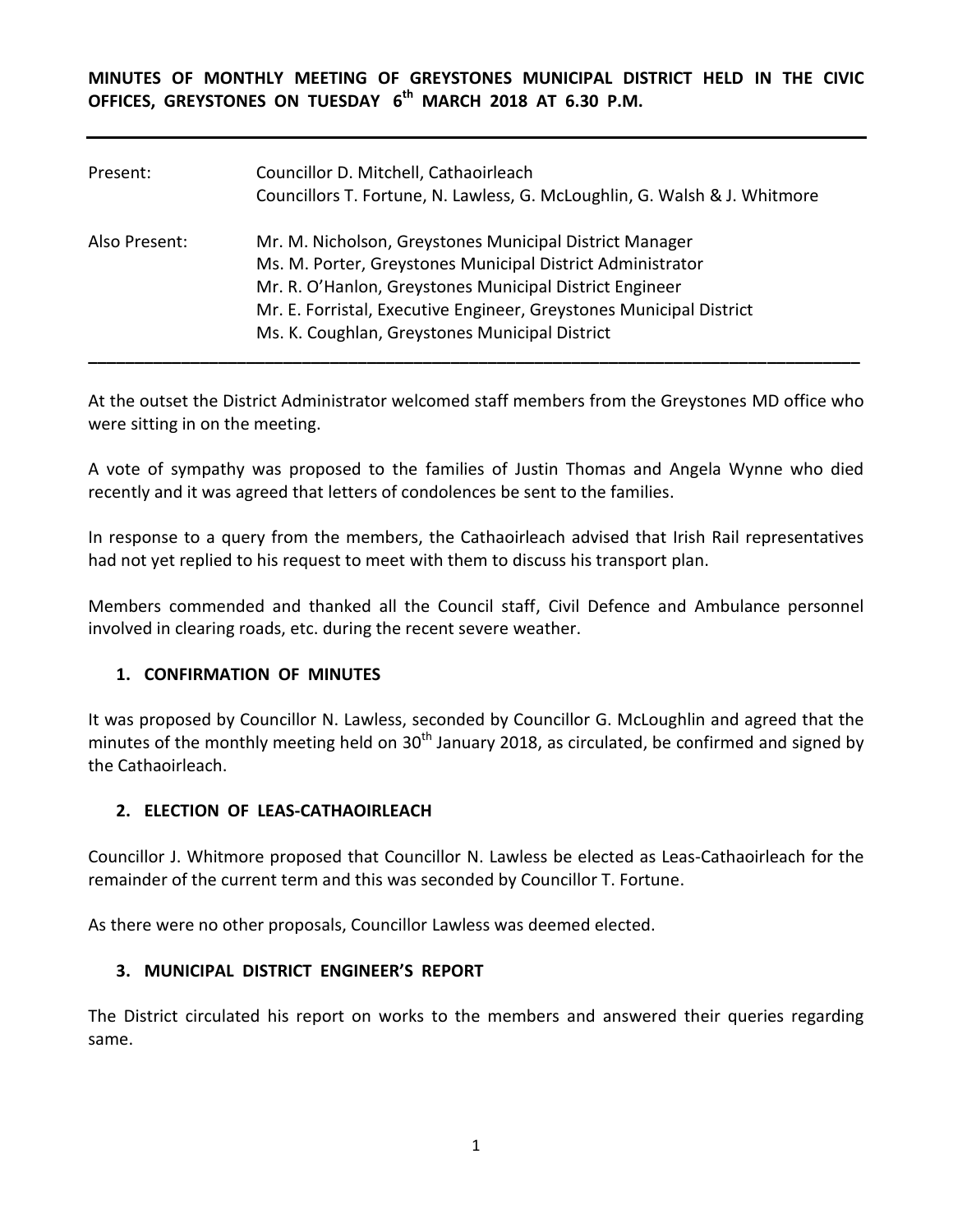**MINUTES OF MONTHLY MEETING OF GREYSTONES MUNICIPAL DISTRICT HELD IN THE CIVIC OFFICES, GREYSTONES ON TUESDAY 6th MARCH 2018 AT 6.30 P.M.**

Present: Councillor D. Mitchell, Cathaoirleach
Councillors T. Fortune, N. Lawless, G. McLoughlin, G. Walsh & J. Whitmore

Also Present: Mr. M. Nicholson, Greystones Municipal District Manager
Ms. M. Porter, Greystones Municipal District Administrator
Mr. R. O'Hanlon, Greystones Municipal District Engineer
Mr. E. Forristal, Executive Engineer, Greystones Municipal District
Ms. K. Coughlan, Greystones Municipal District

---

At the outset the District Administrator welcomed staff members from the Greystones MD office who were sitting in on the meeting.

A vote of sympathy was proposed to the families of Justin Thomas and Angela Wynne who died recently and it was agreed that letters of condolences be sent to the families.

In response to a query from the members, the Cathaoirleach advised that Irish Rail representatives had not yet replied to his request to meet with them to discuss his transport plan.

Members commended and thanked all the Council staff, Civil Defence and Ambulance personnel involved in clearing roads, etc. during the recent severe weather.

## 1. CONFIRMATION OF MINUTES

It was proposed by Councillor N. Lawless, seconded by Councillor G. McLoughlin and agreed that the minutes of the monthly meeting held on 30th January 2018, as circulated, be confirmed and signed by the Cathaoirleach.

## 2. ELECTION OF LEAS-CATHAOIRLEACH

Councillor J. Whitmore proposed that Councillor N. Lawless be elected as Leas-Cathaoirleach for the remainder of the current term and this was seconded by Councillor T. Fortune.

As there were no other proposals, Councillor Lawless was deemed elected.

## 3. MUNICIPAL DISTRICT ENGINEER'S REPORT

The District circulated his report on works to the members and answered their queries regarding same.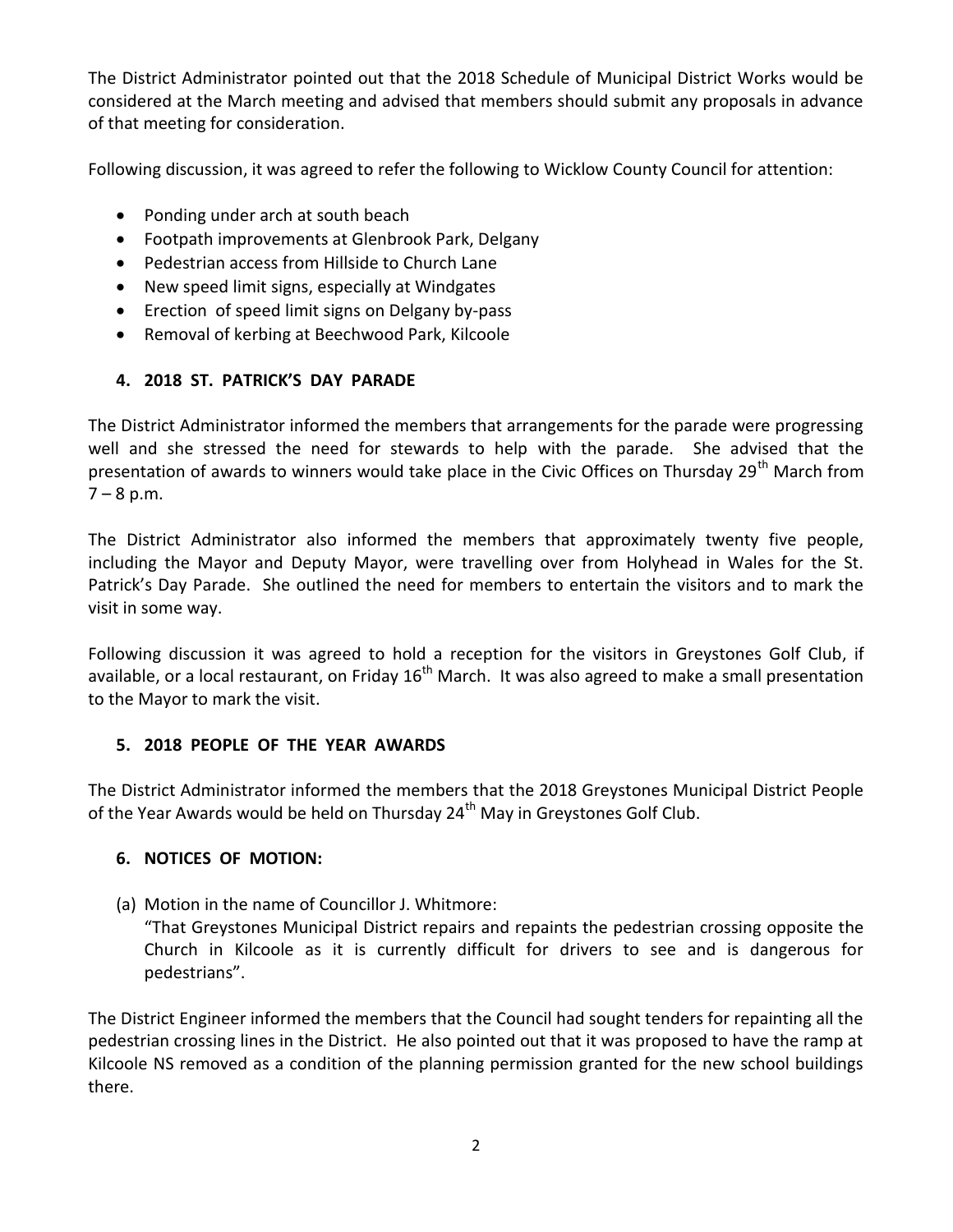The District Administrator pointed out that the 2018 Schedule of Municipal District Works would be considered at the March meeting and advised that members should submit any proposals in advance of that meeting for consideration.

Following discussion, it was agreed to refer the following to Wicklow County Council for attention:

- Ponding under arch at south beach
- Footpath improvements at Glenbrook Park, Delgany
- Pedestrian access from Hillside to Church Lane
- New speed limit signs, especially at Windgates
- Erection of speed limit signs on Delgany by-pass
- Removal of kerbing at Beechwood Park, Kilcoole

## 4. 2018 ST. PATRICK'S DAY PARADE

The District Administrator informed the members that arrangements for the parade were progressing well and she stressed the need for stewards to help with the parade. She advised that the presentation of awards to winners would take place in the Civic Offices on Thursday 29th March from 7 – 8 p.m.

The District Administrator also informed the members that approximately twenty five people, including the Mayor and Deputy Mayor, were travelling over from Holyhead in Wales for the St. Patrick's Day Parade. She outlined the need for members to entertain the visitors and to mark the visit in some way.

Following discussion it was agreed to hold a reception for the visitors in Greystones Golf Club, if available, or a local restaurant, on Friday 16th March. It was also agreed to make a small presentation to the Mayor to mark the visit.

## 5. 2018 PEOPLE OF THE YEAR AWARDS

The District Administrator informed the members that the 2018 Greystones Municipal District People of the Year Awards would be held on Thursday 24th May in Greystones Golf Club.

## 6. NOTICES OF MOTION:

(a) Motion in the name of Councillor J. Whitmore:
"That Greystones Municipal District repairs and repaints the pedestrian crossing opposite the Church in Kilcoole as it is currently difficult for drivers to see and is dangerous for pedestrians".

The District Engineer informed the members that the Council had sought tenders for repainting all the pedestrian crossing lines in the District. He also pointed out that it was proposed to have the ramp at Kilcoole NS removed as a condition of the planning permission granted for the new school buildings there.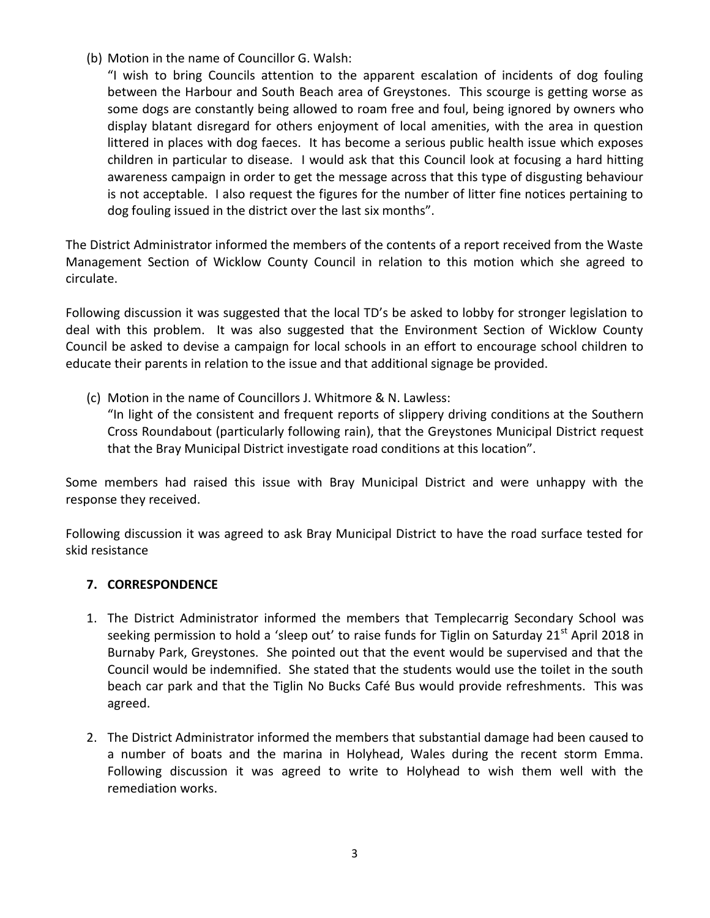(b) Motion in the name of Councillor G. Walsh:

"I wish to bring Councils attention to the apparent escalation of incidents of dog fouling between the Harbour and South Beach area of Greystones. This scourge is getting worse as some dogs are constantly being allowed to roam free and foul, being ignored by owners who display blatant disregard for others enjoyment of local amenities, with the area in question littered in places with dog faeces. It has become a serious public health issue which exposes children in particular to disease. I would ask that this Council look at focusing a hard hitting awareness campaign in order to get the message across that this type of disgusting behaviour is not acceptable. I also request the figures for the number of litter fine notices pertaining to dog fouling issued in the district over the last six months".

The District Administrator informed the members of the contents of a report received from the Waste Management Section of Wicklow County Council in relation to this motion which she agreed to circulate.

Following discussion it was suggested that the local TD's be asked to lobby for stronger legislation to deal with this problem. It was also suggested that the Environment Section of Wicklow County Council be asked to devise a campaign for local schools in an effort to encourage school children to educate their parents in relation to the issue and that additional signage be provided.

(c) Motion in the name of Councillors J. Whitmore & N. Lawless:

"In light of the consistent and frequent reports of slippery driving conditions at the Southern Cross Roundabout (particularly following rain), that the Greystones Municipal District request that the Bray Municipal District investigate road conditions at this location".

Some members had raised this issue with Bray Municipal District and were unhappy with the response they received.

Following discussion it was agreed to ask Bray Municipal District to have the road surface tested for skid resistance

## 7. CORRESPONDENCE

1. The District Administrator informed the members that Templecarrig Secondary School was seeking permission to hold a 'sleep out' to raise funds for Tiglin on Saturday 21st April 2018 in Burnaby Park, Greystones. She pointed out that the event would be supervised and that the Council would be indemnified. She stated that the students would use the toilet in the south beach car park and that the Tiglin No Bucks Café Bus would provide refreshments. This was agreed.

2. The District Administrator informed the members that substantial damage had been caused to a number of boats and the marina in Holyhead, Wales during the recent storm Emma. Following discussion it was agreed to write to Holyhead to wish them well with the remediation works.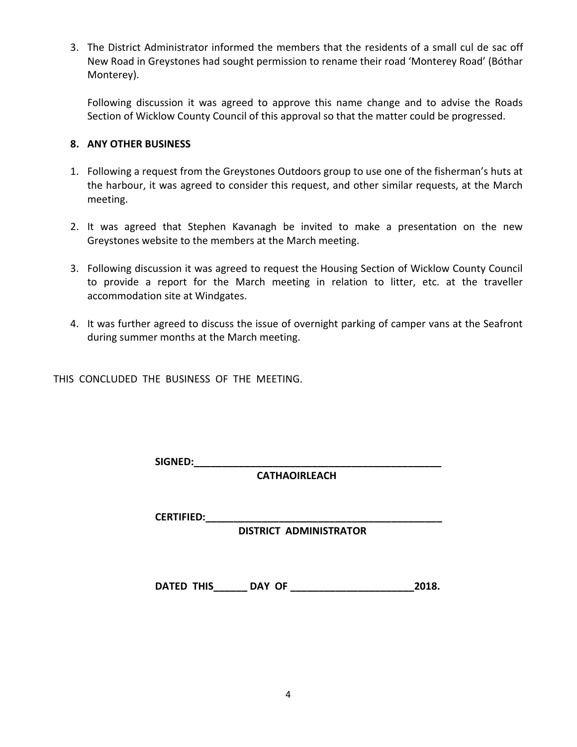3. The District Administrator informed the members that the residents of a small cul de sac off New Road in Greystones had sought permission to rename their road 'Monterey Road' (Bóthar Monterey).

   Following discussion it was agreed to approve this name change and to advise the Roads Section of Wicklow County Council of this approval so that the matter could be progressed.

### 8. ANY OTHER BUSINESS

1. Following a request from the Greystones Outdoors group to use one of the fisherman's huts at the harbour, it was agreed to consider this request, and other similar requests, at the March meeting.

2. It was agreed that Stephen Kavanagh be invited to make a presentation on the new Greystones website to the members at the March meeting.

3. Following discussion it was agreed to request the Housing Section of Wicklow County Council to provide a report for the March meeting in relation to litter, etc. at the traveller accommodation site at Windgates.

4. It was further agreed to discuss the issue of overnight parking of camper vans at the Seafront during summer months at the March meeting.

THIS CONCLUDED THE BUSINESS OF THE MEETING.

**SIGNED:\_\_\_\_\_\_\_\_\_\_\_\_\_\_\_\_\_\_\_\_\_\_\_\_\_\_\_\_\_\_\_\_\_\_\_\_\_\_\_\_\_\_\_\_**
**CATHAOIRLEACH**

**CERTIFIED:\_\_\_\_\_\_\_\_\_\_\_\_\_\_\_\_\_\_\_\_\_\_\_\_\_\_\_\_\_\_\_\_\_\_\_\_\_\_\_\_\_\_**
**DISTRICT ADMINISTRATOR**

**DATED THIS\_\_\_\_\_\_ DAY OF \_\_\_\_\_\_\_\_\_\_\_\_\_\_\_\_\_\_\_\_\_\_2018.**